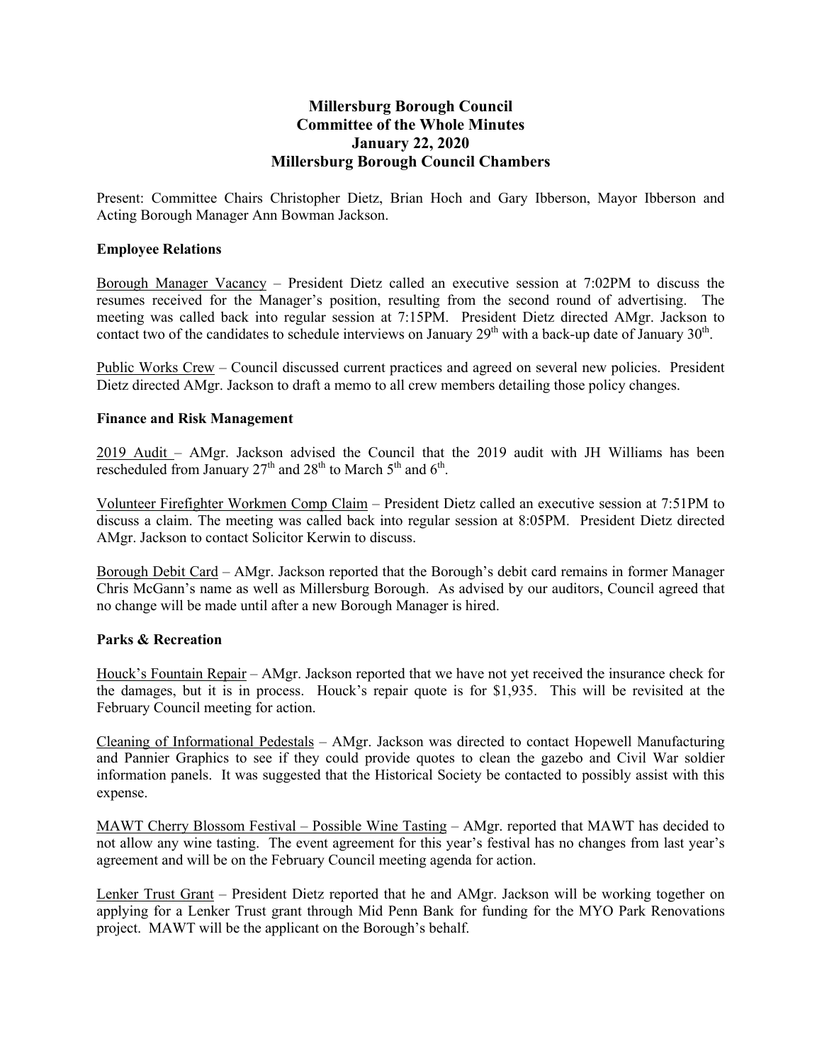# Millersburg Borough Council
## Committee of the Whole Minutes
## January 22, 2020
## Millersburg Borough Council Chambers

Present: Committee Chairs Christopher Dietz, Brian Hoch and Gary Ibberson, Mayor Ibberson and Acting Borough Manager Ann Bowman Jackson.

### Employee Relations

Borough Manager Vacancy – President Dietz called an executive session at 7:02PM to discuss the resumes received for the Manager's position, resulting from the second round of advertising. The meeting was called back into regular session at 7:15PM. President Dietz directed AMgr. Jackson to contact two of the candidates to schedule interviews on January 29th with a back-up date of January 30th.

Public Works Crew – Council discussed current practices and agreed on several new policies. President Dietz directed AMgr. Jackson to draft a memo to all crew members detailing those policy changes.

### Finance and Risk Management

2019 Audit – AMgr. Jackson advised the Council that the 2019 audit with JH Williams has been rescheduled from January 27th and 28th to March 5th and 6th.

Volunteer Firefighter Workmen Comp Claim – President Dietz called an executive session at 7:51PM to discuss a claim. The meeting was called back into regular session at 8:05PM. President Dietz directed AMgr. Jackson to contact Solicitor Kerwin to discuss.

Borough Debit Card – AMgr. Jackson reported that the Borough's debit card remains in former Manager Chris McGann's name as well as Millersburg Borough. As advised by our auditors, Council agreed that no change will be made until after a new Borough Manager is hired.

### Parks & Recreation

Houck's Fountain Repair – AMgr. Jackson reported that we have not yet received the insurance check for the damages, but it is in process. Houck's repair quote is for $1,935. This will be revisited at the February Council meeting for action.

Cleaning of Informational Pedestals – AMgr. Jackson was directed to contact Hopewell Manufacturing and Pannier Graphics to see if they could provide quotes to clean the gazebo and Civil War soldier information panels. It was suggested that the Historical Society be contacted to possibly assist with this expense.

MAWT Cherry Blossom Festival – Possible Wine Tasting – AMgr. reported that MAWT has decided to not allow any wine tasting. The event agreement for this year's festival has no changes from last year's agreement and will be on the February Council meeting agenda for action.

Lenker Trust Grant – President Dietz reported that he and AMgr. Jackson will be working together on applying for a Lenker Trust grant through Mid Penn Bank for funding for the MYO Park Renovations project. MAWT will be the applicant on the Borough's behalf.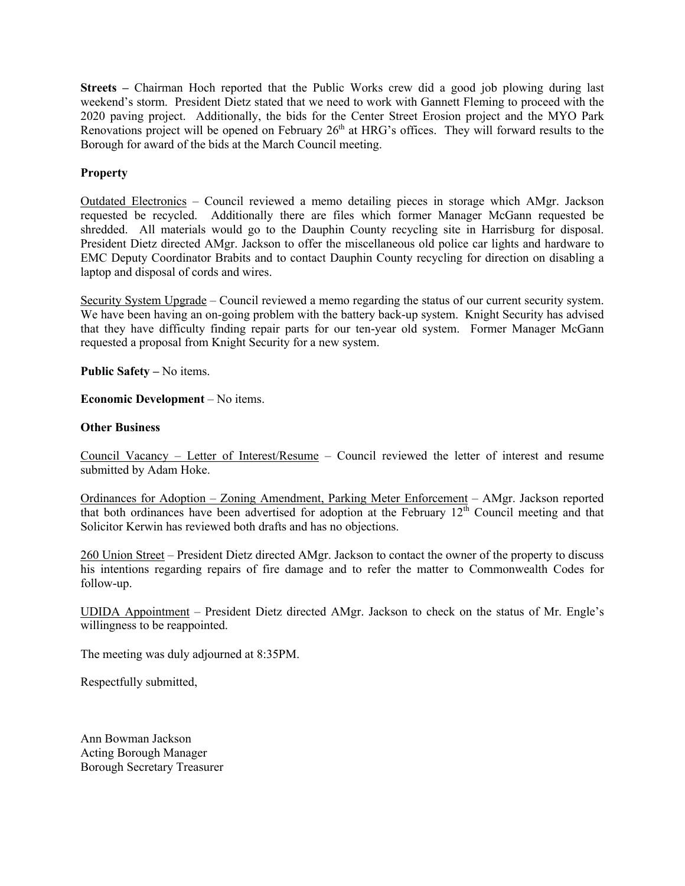**Streets –** Chairman Hoch reported that the Public Works crew did a good job plowing during last weekend's storm. President Dietz stated that we need to work with Gannett Fleming to proceed with the 2020 paving project. Additionally, the bids for the Center Street Erosion project and the MYO Park Renovations project will be opened on February 26th at HRG's offices. They will forward results to the Borough for award of the bids at the March Council meeting.

**Property**

Outdated Electronics – Council reviewed a memo detailing pieces in storage which AMgr. Jackson requested be recycled. Additionally there are files which former Manager McGann requested be shredded. All materials would go to the Dauphin County recycling site in Harrisburg for disposal. President Dietz directed AMgr. Jackson to offer the miscellaneous old police car lights and hardware to EMC Deputy Coordinator Brabits and to contact Dauphin County recycling for direction on disabling a laptop and disposal of cords and wires.

Security System Upgrade – Council reviewed a memo regarding the status of our current security system. We have been having an on-going problem with the battery back-up system. Knight Security has advised that they have difficulty finding repair parts for our ten-year old system. Former Manager McGann requested a proposal from Knight Security for a new system.

**Public Safety –** No items.

**Economic Development** – No items.

**Other Business**

Council Vacancy – Letter of Interest/Resume – Council reviewed the letter of interest and resume submitted by Adam Hoke.

Ordinances for Adoption – Zoning Amendment, Parking Meter Enforcement – AMgr. Jackson reported that both ordinances have been advertised for adoption at the February 12th Council meeting and that Solicitor Kerwin has reviewed both drafts and has no objections.

260 Union Street – President Dietz directed AMgr. Jackson to contact the owner of the property to discuss his intentions regarding repairs of fire damage and to refer the matter to Commonwealth Codes for follow-up.

UDIDA Appointment – President Dietz directed AMgr. Jackson to check on the status of Mr. Engle's willingness to be reappointed.

The meeting was duly adjourned at 8:35PM.

Respectfully submitted,

Ann Bowman Jackson
Acting Borough Manager
Borough Secretary Treasurer